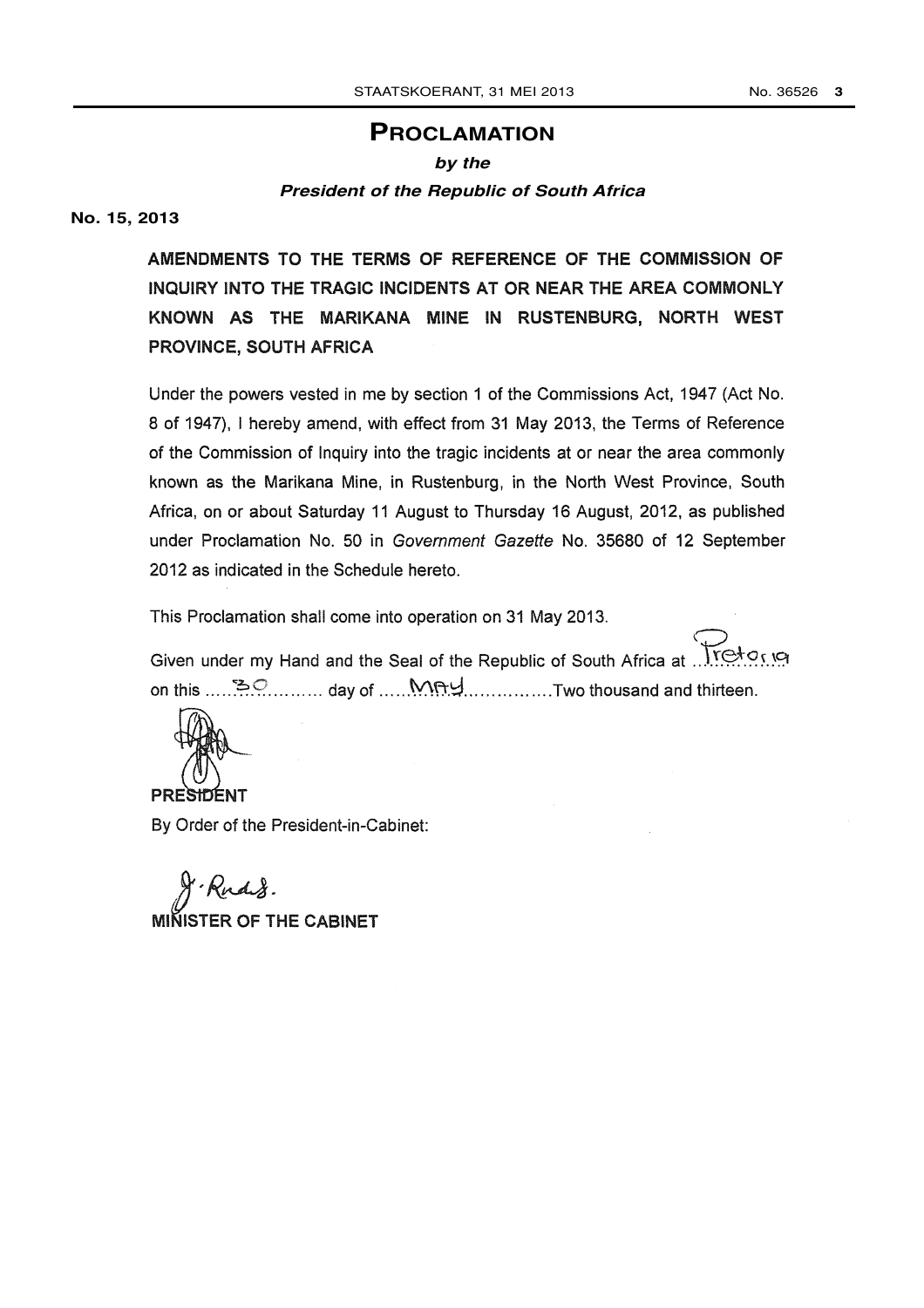# PROCLAMATION

***by the***

***President of the Republic of South Africa***

**No. 15, 2013**

**AMENDMENTS TO THE TERMS OF REFERENCE OF THE COMMISSION OF INQUIRY INTO THE TRAGIC INCIDENTS AT OR NEAR THE AREA COMMONLY KNOWN AS THE MARIKANA MINE IN RUSTENBURG, NORTH WEST PROVINCE, SOUTH AFRICA**

Under the powers vested in me by section 1 of the Commissions Act, 1947 (Act No. 8 of 1947), I hereby amend, with effect from 31 May 2013, the Terms of Reference of the Commission of Inquiry into the tragic incidents at or near the area commonly known as the Marikana Mine, in Rustenburg, in the North West Province, South Africa, on or about Saturday 11 August to Thursday 16 August, 2012, as published under Proclamation No. 50 in *Government Gazette* No. 35680 of 12 September 2012 as indicated in the Schedule hereto.

This Proclamation shall come into operation on 31 May 2013.

Given under my Hand and the Seal of the Republic of South Africa at ...Pretoria on this ....30......... day of .....MAY...............Two thousand and thirteen.

**PRESIDENT**

By Order of the President-in-Cabinet:

**MINISTER OF THE CABINET**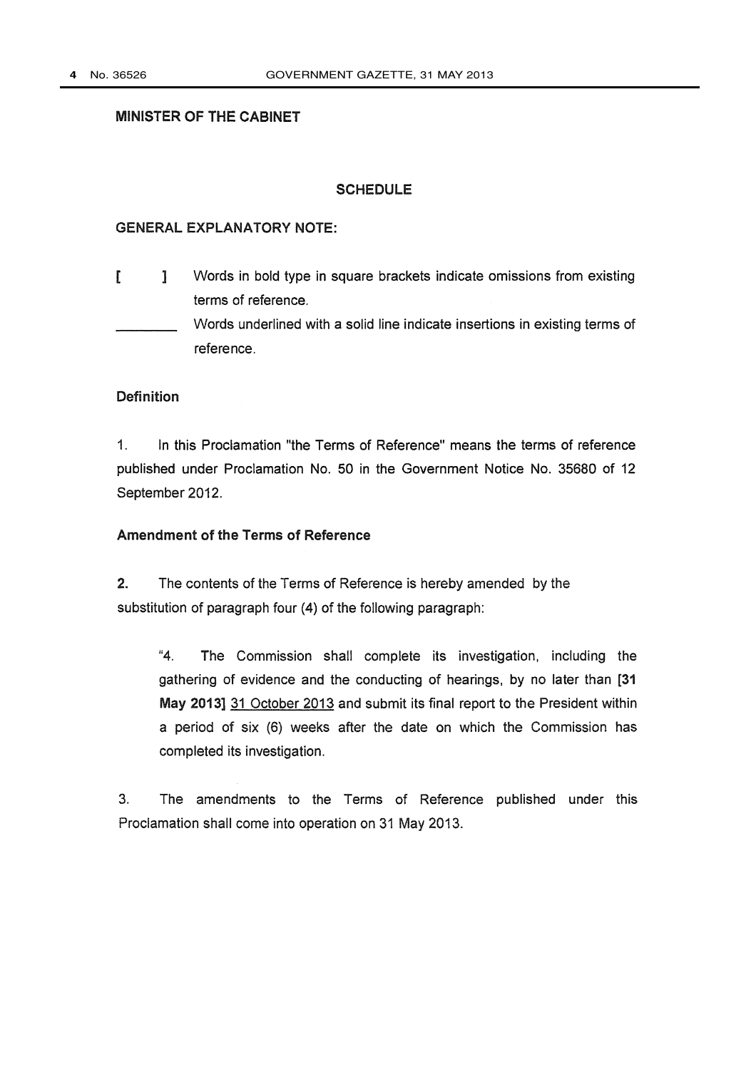**MINISTER OF THE CABINET**

**SCHEDULE**

**GENERAL EXPLANATORY NOTE:**

[ ] Words in bold type in square brackets indicate omissions from existing terms of reference.

\_\_\_\_\_\_\_\_ Words underlined with a solid line indicate insertions in existing terms of reference.

**Definition**

1. In this Proclamation "the Terms of Reference" means the terms of reference published under Proclamation No. 50 in the Government Notice No. 35680 of 12 September 2012.

**Amendment of the Terms of Reference**

**2.** The contents of the Terms of Reference is hereby amended by the substitution of paragraph four (4) of the following paragraph:

> "4. The Commission shall complete its investigation, including the gathering of evidence and the conducting of hearings, by no later than **[31 May 2013]** <u>31 October 2013</u> and submit its final report to the President within a period of six (6) weeks after the date on which the Commission has completed its investigation.

3. The amendments to the Terms of Reference published under this Proclamation shall come into operation on 31 May 2013.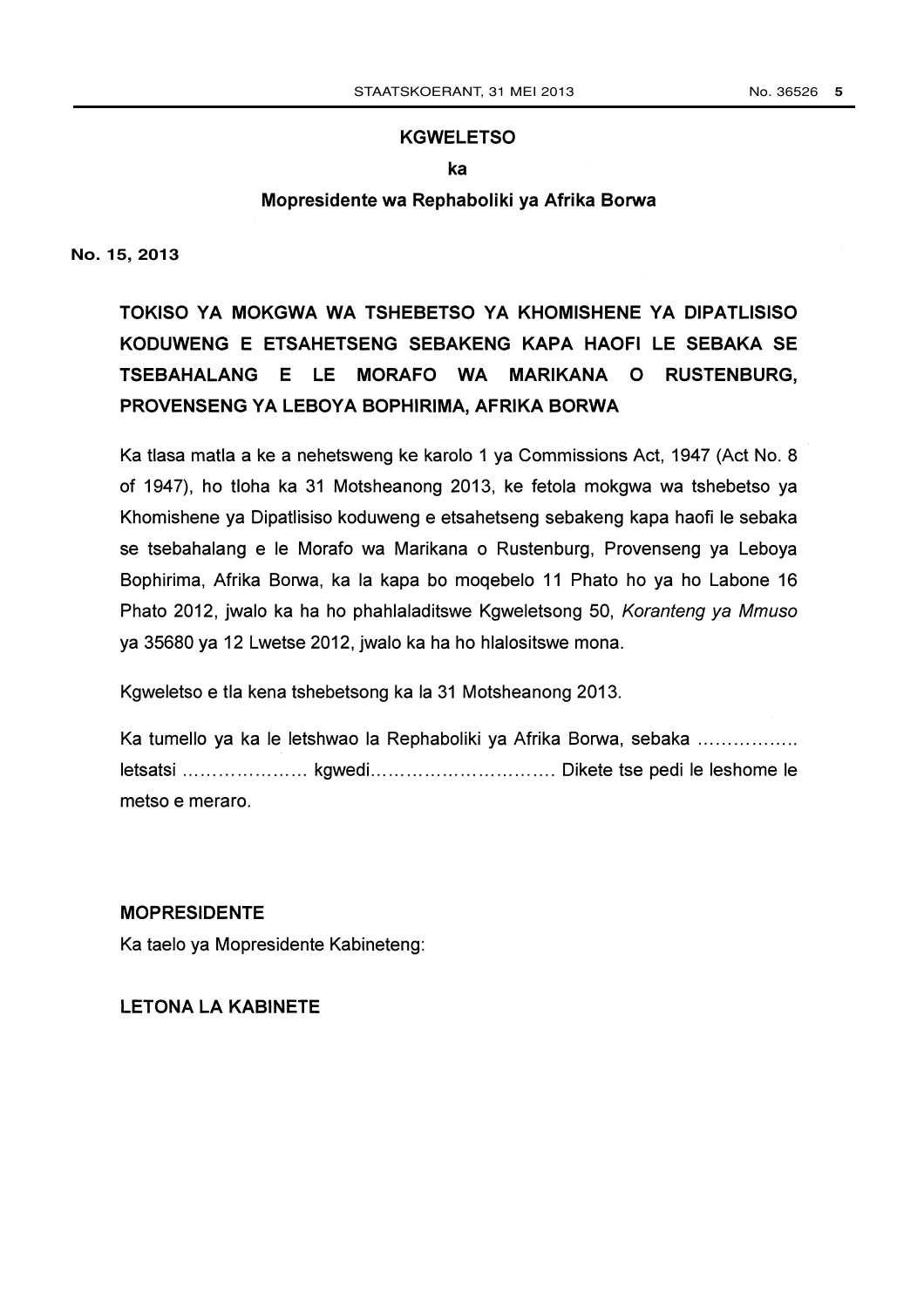# KGWELETSO

## ka

## Mopresidente wa Rephaboliki ya Afrika Borwa

**No. 15, 2013**

**TOKISO YA MOKGWA WA TSHEBETSO YA KHOMISHENE YA DIPATLISISO KODUWENG E ETSAHETSENG SEBAKENG KAPA HAOFI LE SEBAKA SE TSEBAHALANG E LE MORAFO WA MARIKANA O RUSTENBURG, PROVENSENG YA LEBOYA BOPHIRIMA, AFRIKA BORWA**

Ka tlasa matla a ke a nehetsweng ke karolo 1 ya Commissions Act, 1947 (Act No. 8 of 1947), ho tloha ka 31 Motsheanong 2013, ke fetola mokgwa wa tshebetso ya Khomishene ya Dipatlisiso koduweng e etsahetseng sebakeng kapa haofi le sebaka se tsebahalang e le Morafo wa Marikana o Rustenburg, Provenseng ya Leboya Bophirima, Afrika Borwa, ka la kapa bo moqebelo 11 Phato ho ya ho Labone 16 Phato 2012, jwalo ka ha ho phahlaladitswe Kgweletsong 50, *Koranteng ya Mmuso* ya 35680 ya 12 Lwetse 2012, jwalo ka ha ho hlalositswe mona.

Kgweletso e tla kena tshebetsong ka la 31 Motsheanong 2013.

Ka tumello ya ka le letshwao la Rephaboliki ya Afrika Borwa, sebaka ................. letsatsi ..................... kgwedi.............................. Dikete tse pedi le leshome le metso e meraro.

**MOPRESIDENTE**

Ka taelo ya Mopresidente Kabineteng:

**LETONA LA KABINETE**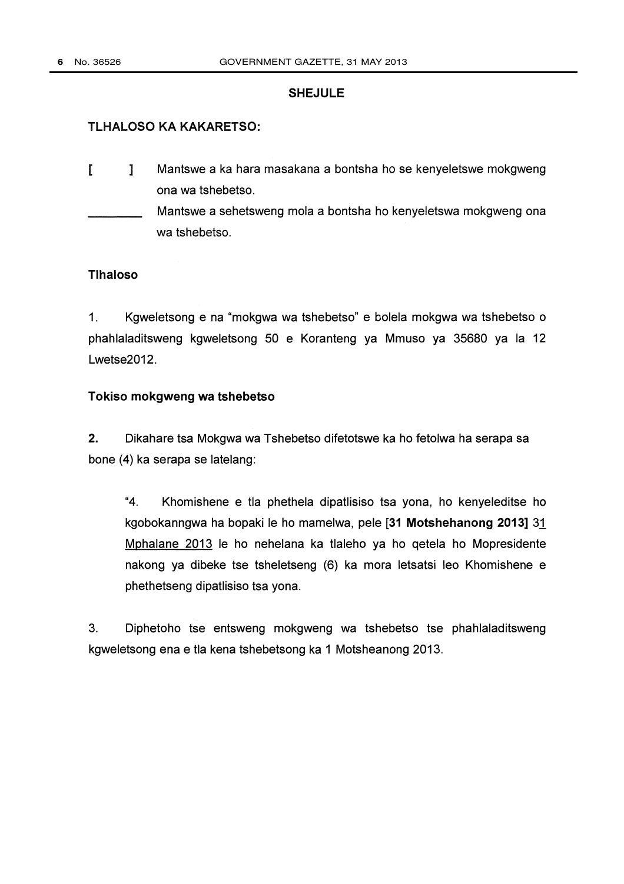**SHEJULE**

**TLHALOSO KA KAKARETSO:**

[ ] Mantswe a ka hara masakana a bontsha ho se kenyeletswe mokgweng ona wa tshebetso.

\_\_\_\_\_\_\_\_ Mantswe a sehetsweng mola a bontsha ho kenyeletswa mokgweng ona wa tshebetso.

**Tlhaloso**

1. Kgweletsong e na "mokgwa wa tshebetso" e bolela mokgwa wa tshebetso o phahlaladitsweng kgweletsong 50 e Koranteng ya Mmuso ya 35680 ya la 12 Lwetse2012.

**Tokiso mokgweng wa tshebetso**

**2.** Dikahare tsa Mokgwa wa Tshebetso difetotswe ka ho fetolwa ha serapa sa bone (4) ka serapa se latelang:

> "4. Khomishene e tla phethela dipatlisiso tsa yona, ho kenyeleditse ho kgobokanngwa ha bopaki le ho mamelwa, pele **[31 Motshehanong 2013]** <u>31 Mphalane 2013</u> le ho nehelana ka tlaleho ya ho qetela ho Mopresidente nakong ya dibeke tse tsheletseng (6) ka mora letsatsi leo Khomishene e phethetseng dipatlisiso tsa yona.

3. Diphetoho tse entsweng mokgweng wa tshebetso tse phahlaladitsweng kgweletsong ena e tla kena tshebetsong ka 1 Motsheanong 2013.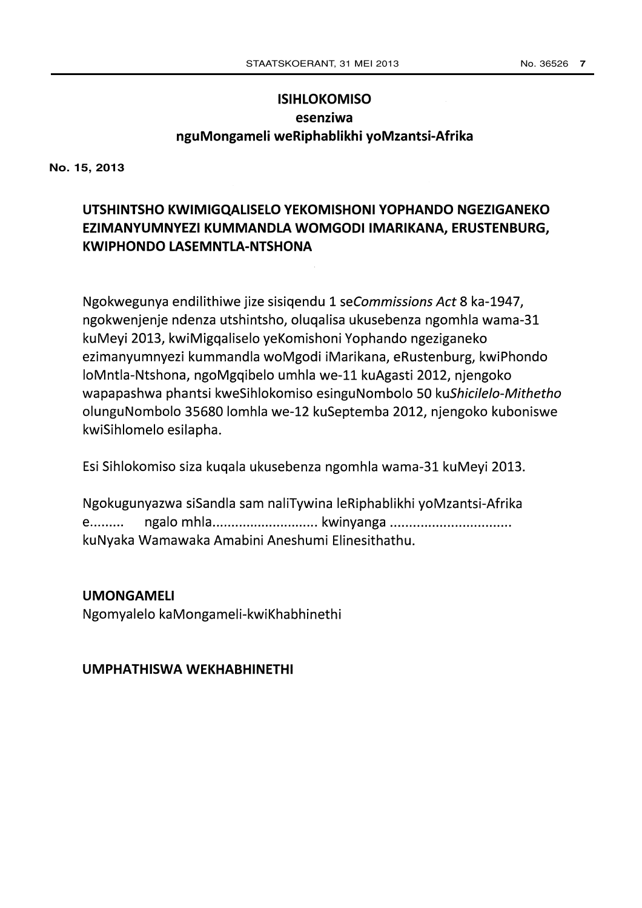# ISIHLOKOMISO

**esenziwa**

**nguMongameli weRiphablikhi yoMzantsi-Afrika**

**No. 15, 2013**

## UTSHINTSHO KWIMIGQALISELO YEKOMISHONI YOPHANDO NGEZIGANEKO EZIMANYUMNYEZI KUMMANDLA WOMGODI IMARIKANA, ERUSTENBURG, KWIPHONDO LASEMNTLA-NTSHONA

Ngokwegunya endilithiwe jize sisiqendu 1 se*Commissions Act* 8 ka-1947, ngokwenjenje ndenza utshintsho, oluqalisa ukusebenza ngomhla wama-31 kuMeyi 2013, kwiMigqaliselo yeKomishoni Yophando ngeziganeko ezimanyumnyezi kummandla woMgodi iMarikana, eRustenburg, kwiPhondo loMntla-Ntshona, ngoMgqibelo umhla we-11 kuAgasti 2012, njengoko wapapashwa phantsi kweSihlokomiso esinguNombolo 50 ku*Shicilelo-Mithetho* olunguNombolo 35680 lomhla we-12 kuSeptemba 2012, njengoko kuboniswe kwiSihlomelo esilapha.

Esi Sihlokomiso siza kuqala ukusebenza ngomhla wama-31 kuMeyi 2013.

Ngokugunyazwa siSandla sam naliTywina leRiphablikhi yoMzantsi-Afrika e......... ngalo mhla........................... kwinyanga ................................ kuNyaka Wamawaka Amabini Aneshumi Elinesithathu.

**UMONGAMELI**

Ngomyalelo kaMongameli-kwiKhabhinethi

**UMPHATHISWA WEKHABHINETHI**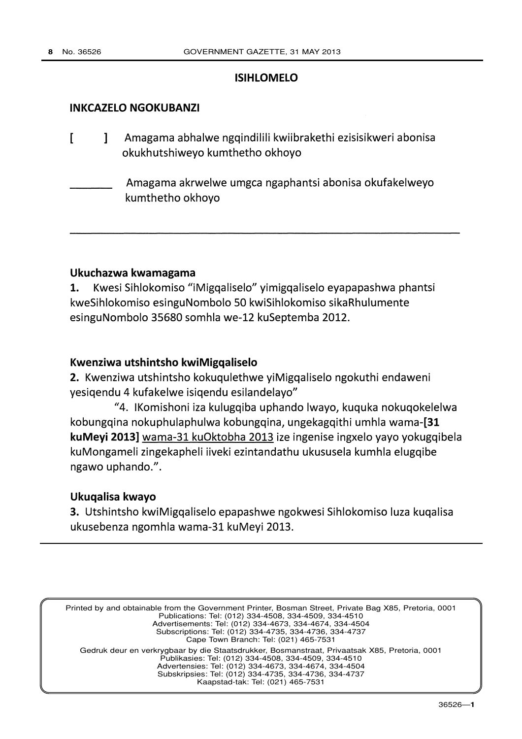## ISIHLOMELO

### INKCAZELO NGOKUBANZI

[ ] Amagama abhalwe ngqindilili kwiibrakethi ezisisikweri abonisa okukhutshiweyo kumthetho okhoyo

_______ Amagama akrwelwe umgca ngaphantsi abonisa okufakelweyo kumthetho okhoyo

---

**Ukuchazwa kwamagama**

**1.** Kwesi Sihlokomiso "iMigqaliselo" yimigqaliselo eyapapashwa phantsi kweSihlokomiso esinguNombolo 50 kwiSihlokomiso sikaRhulumente esinguNombolo 35680 somhla we-12 kuSeptemba 2012.

**Kwenziwa utshintsho kwiMigqaliselo**

**2.** Kwenziwa utshintsho kokuqulethwe yiMigqaliselo ngokuthi endaweni yesiqendu 4 kufakelwe isiqendu esilandelayo"

"4. IKomishoni iza kulugqiba uphando lwayo, kuquka nokuqokelelwa kobungqina nokuphulaphulwa kobungqina, ungekagqithi umhla wama-**[31 kuMeyi 2013]** <u>wama-31 kuOktobha 2013</u> ize ingenise ingxelo yayo yokugqibela kuMongameli zingekapheli iiveki ezintandathu ukususela kumhla elugqibe ngawo uphando.".

**Ukuqalisa kwayo**

**3.** Utshintsho kwiMigqaliselo epapashwe ngokwesi Sihlokomiso luza kuqalisa ukusebenza ngomhla wama-31 kuMeyi 2013.

---

Printed by and obtainable from the Government Printer, Bosman Street, Private Bag X85, Pretoria, 0001
Publications: Tel: (012) 334-4508, 334-4509, 334-4510
Advertisements: Tel: (012) 334-4673, 334-4674, 334-4504
Subscriptions: Tel: (012) 334-4735, 334-4736, 334-4737
Cape Town Branch: Tel: (021) 465-7531

Gedruk deur en verkrygbaar by die Staatsdrukker, Bosmanstraat, Privaatsak X85, Pretoria, 0001
Publikasies: Tel: (012) 334-4508, 334-4509, 334-4510
Advertensies: Tel: (012) 334-4673, 334-4674, 334-4504
Subskripsies: Tel: (012) 334-4735, 334-4736, 334-4737
Kaapstad-tak: Tel: (021) 465-7531